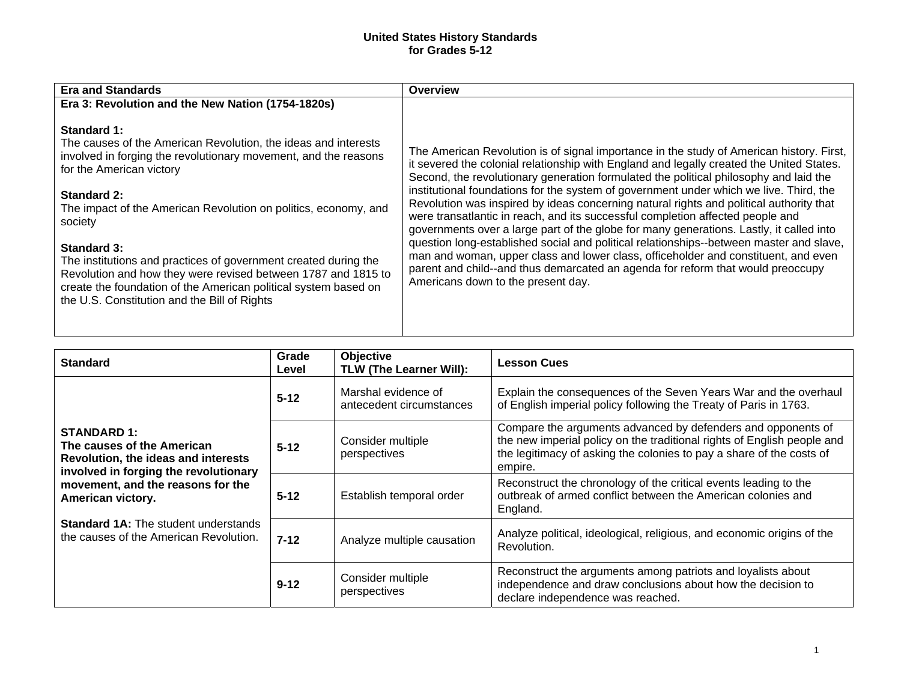# United States History Standards for Grades 5-12

| Era and Standards | Overview |
| --- | --- |
| **Era 3: Revolution and the New Nation (1754-1820s)**<br><br>**Standard 1:**<br>The causes of the American Revolution, the ideas and interests involved in forging the revolutionary movement, and the reasons for the American victory<br><br>**Standard 2:**<br>The impact of the American Revolution on politics, economy, and society<br><br>**Standard 3:**<br>The institutions and practices of government created during the Revolution and how they were revised between 1787 and 1815 to create the foundation of the American political system based on the U.S. Constitution and the Bill of Rights | The American Revolution is of signal importance in the study of American history. First, it severed the colonial relationship with England and legally created the United States. Second, the revolutionary generation formulated the political philosophy and laid the institutional foundations for the system of government under which we live. Third, the Revolution was inspired by ideas concerning natural rights and political authority that were transatlantic in reach, and its successful completion affected people and governments over a large part of the globe for many generations. Lastly, it called into question long-established social and political relationships--between master and slave, man and woman, upper class and lower class, officeholder and constituent, and even parent and child--and thus demarcated an agenda for reform that would preoccupy Americans down to the present day. |

| Standard | Grade Level | Objective<br>TLW (The Learner Will): | Lesson Cues |
| --- | --- | --- | --- |
| **STANDARD 1:**<br>**The causes of the American Revolution, the ideas and interests involved in forging the revolutionary movement, and the reasons for the American victory.**<br><br>**Standard 1A:** The student understands the causes of the American Revolution. | **5-12** | Marshal evidence of antecedent circumstances | Explain the consequences of the Seven Years War and the overhaul of English imperial policy following the Treaty of Paris in 1763. |
| | **5-12** | Consider multiple perspectives | Compare the arguments advanced by defenders and opponents of the new imperial policy on the traditional rights of English people and the legitimacy of asking the colonies to pay a share of the costs of empire. |
| | **5-12** | Establish temporal order | Reconstruct the chronology of the critical events leading to the outbreak of armed conflict between the American colonies and England. |
| | **7-12** | Analyze multiple causation | Analyze political, ideological, religious, and economic origins of the Revolution. |
| | **9-12** | Consider multiple perspectives | Reconstruct the arguments among patriots and loyalists about independence and draw conclusions about how the decision to declare independence was reached. |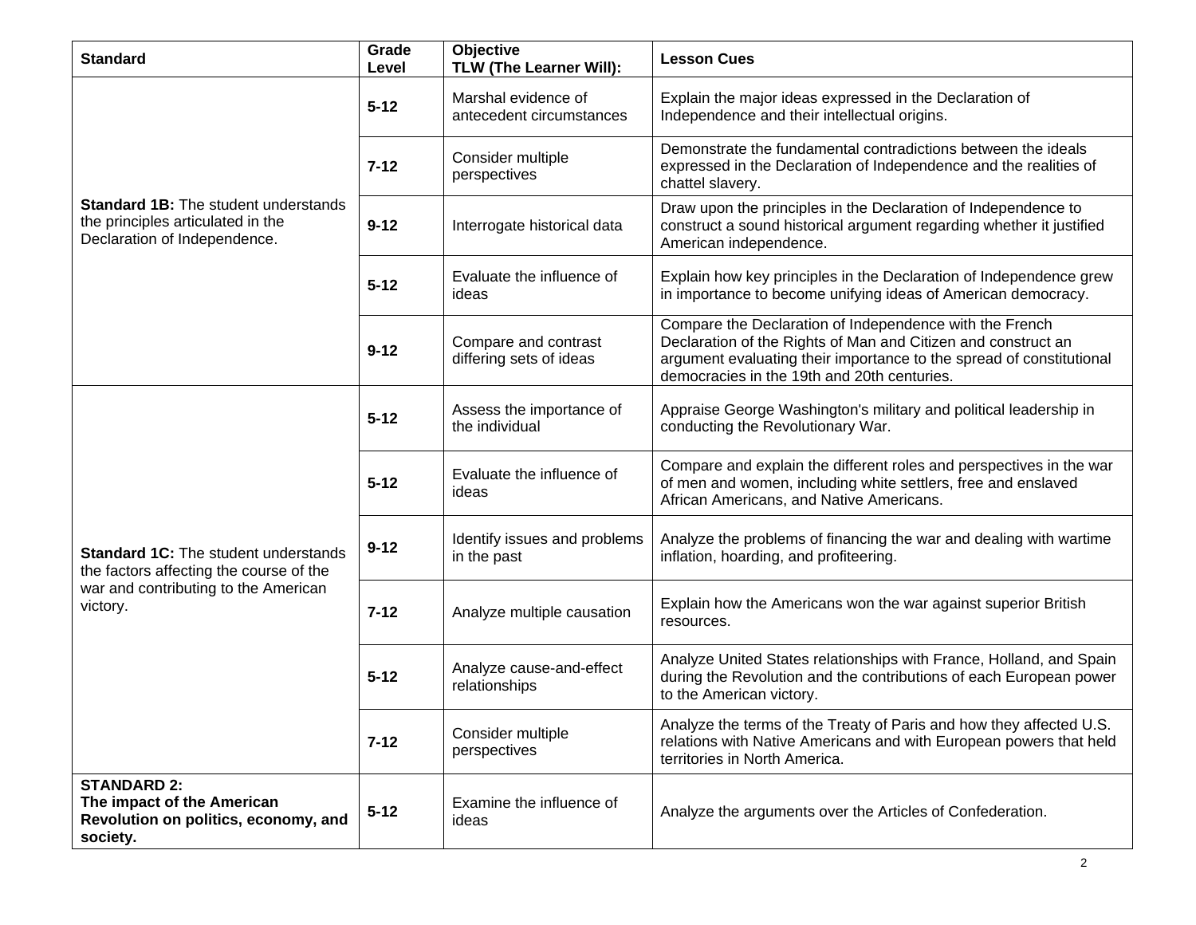| Standard | Grade Level | Objective<br>TLW (The Learner Will): | Lesson Cues |
|---|---|---|---|
| **Standard 1B:** The student understands the principles articulated in the Declaration of Independence. | **5-12** | Marshal evidence of antecedent circumstances | Explain the major ideas expressed in the Declaration of Independence and their intellectual origins. |
| | **7-12** | Consider multiple perspectives | Demonstrate the fundamental contradictions between the ideals expressed in the Declaration of Independence and the realities of chattel slavery. |
| | **9-12** | Interrogate historical data | Draw upon the principles in the Declaration of Independence to construct a sound historical argument regarding whether it justified American independence. |
| | **5-12** | Evaluate the influence of ideas | Explain how key principles in the Declaration of Independence grew in importance to become unifying ideas of American democracy. |
| | **9-12** | Compare and contrast differing sets of ideas | Compare the Declaration of Independence with the French Declaration of the Rights of Man and Citizen and construct an argument evaluating their importance to the spread of constitutional democracies in the 19th and 20th centuries. |
| **Standard 1C:** The student understands the factors affecting the course of the war and contributing to the American victory. | **5-12** | Assess the importance of the individual | Appraise George Washington's military and political leadership in conducting the Revolutionary War. |
| | **5-12** | Evaluate the influence of ideas | Compare and explain the different roles and perspectives in the war of men and women, including white settlers, free and enslaved African Americans, and Native Americans. |
| | **9-12** | Identify issues and problems in the past | Analyze the problems of financing the war and dealing with wartime inflation, hoarding, and profiteering. |
| | **7-12** | Analyze multiple causation | Explain how the Americans won the war against superior British resources. |
| | **5-12** | Analyze cause-and-effect relationships | Analyze United States relationships with France, Holland, and Spain during the Revolution and the contributions of each European power to the American victory. |
| | **7-12** | Consider multiple perspectives | Analyze the terms of the Treaty of Paris and how they affected U.S. relations with Native Americans and with European powers that held territories in North America. |
| **STANDARD 2:<br>The impact of the American Revolution on politics, economy, and society.** | **5-12** | Examine the influence of ideas | Analyze the arguments over the Articles of Confederation. |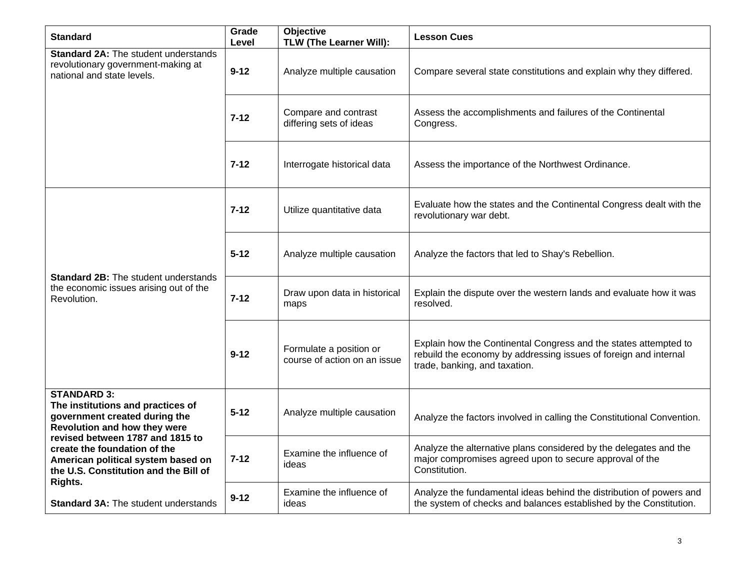| Standard | Grade Level | Objective<br>TLW (The Learner Will): | Lesson Cues |
|---|---|---|---|
| **Standard 2A:** The student understands revolutionary government-making at national and state levels. | **9-12** | Analyze multiple causation | Compare several state constitutions and explain why they differed. |
| | **7-12** | Compare and contrast differing sets of ideas | Assess the accomplishments and failures of the Continental Congress. |
| | **7-12** | Interrogate historical data | Assess the importance of the Northwest Ordinance. |
| **Standard 2B:** The student understands the economic issues arising out of the Revolution. | **7-12** | Utilize quantitative data | Evaluate how the states and the Continental Congress dealt with the revolutionary war debt. |
| | **5-12** | Analyze multiple causation | Analyze the factors that led to Shay's Rebellion. |
| | **7-12** | Draw upon data in historical maps | Explain the dispute over the western lands and evaluate how it was resolved. |
| | **9-12** | Formulate a position or course of action on an issue | Explain how the Continental Congress and the states attempted to rebuild the economy by addressing issues of foreign and internal trade, banking, and taxation. |
| **STANDARD 3:**<br>**The institutions and practices of government created during the Revolution and how they were revised between 1787 and 1815 to create the foundation of the American political system based on the U.S. Constitution and the Bill of Rights.**<br><br>**Standard 3A:** The student understands | **5-12** | Analyze multiple causation | Analyze the factors involved in calling the Constitutional Convention. |
| | **7-12** | Examine the influence of ideas | Analyze the alternative plans considered by the delegates and the major compromises agreed upon to secure approval of the Constitution. |
| | **9-12** | Examine the influence of ideas | Analyze the fundamental ideas behind the distribution of powers and the system of checks and balances established by the Constitution. |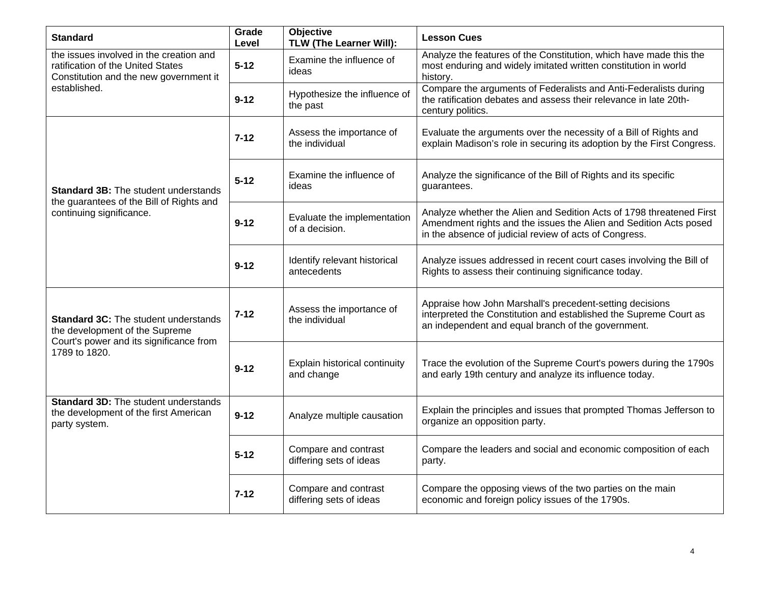| Standard | Grade Level | Objective TLW (The Learner Will): | Lesson Cues |
|---|---|---|---|
| the issues involved in the creation and ratification of the United States Constitution and the new government it established. | **5-12** | Examine the influence of ideas | Analyze the features of the Constitution, which have made this the most enduring and widely imitated written constitution in world history. |
| | **9-12** | Hypothesize the influence of the past | Compare the arguments of Federalists and Anti-Federalists during the ratification debates and assess their relevance in late 20th-century politics. |
| **Standard 3B:** The student understands the guarantees of the Bill of Rights and continuing significance. | **7-12** | Assess the importance of the individual | Evaluate the arguments over the necessity of a Bill of Rights and explain Madison's role in securing its adoption by the First Congress. |
| | **5-12** | Examine the influence of ideas | Analyze the significance of the Bill of Rights and its specific guarantees. |
| | **9-12** | Evaluate the implementation of a decision. | Analyze whether the Alien and Sedition Acts of 1798 threatened First Amendment rights and the issues the Alien and Sedition Acts posed in the absence of judicial review of acts of Congress. |
| | **9-12** | Identify relevant historical antecedents | Analyze issues addressed in recent court cases involving the Bill of Rights to assess their continuing significance today. |
| **Standard 3C:** The student understands the development of the Supreme Court's power and its significance from 1789 to 1820. | **7-12** | Assess the importance of the individual | Appraise how John Marshall's precedent-setting decisions interpreted the Constitution and established the Supreme Court as an independent and equal branch of the government. |
| | **9-12** | Explain historical continuity and change | Trace the evolution of the Supreme Court's powers during the 1790s and early 19th century and analyze its influence today. |
| **Standard 3D:** The student understands the development of the first American party system. | **9-12** | Analyze multiple causation | Explain the principles and issues that prompted Thomas Jefferson to organize an opposition party. |
| | **5-12** | Compare and contrast differing sets of ideas | Compare the leaders and social and economic composition of each party. |
| | **7-12** | Compare and contrast differing sets of ideas | Compare the opposing views of the two parties on the main economic and foreign policy issues of the 1790s. |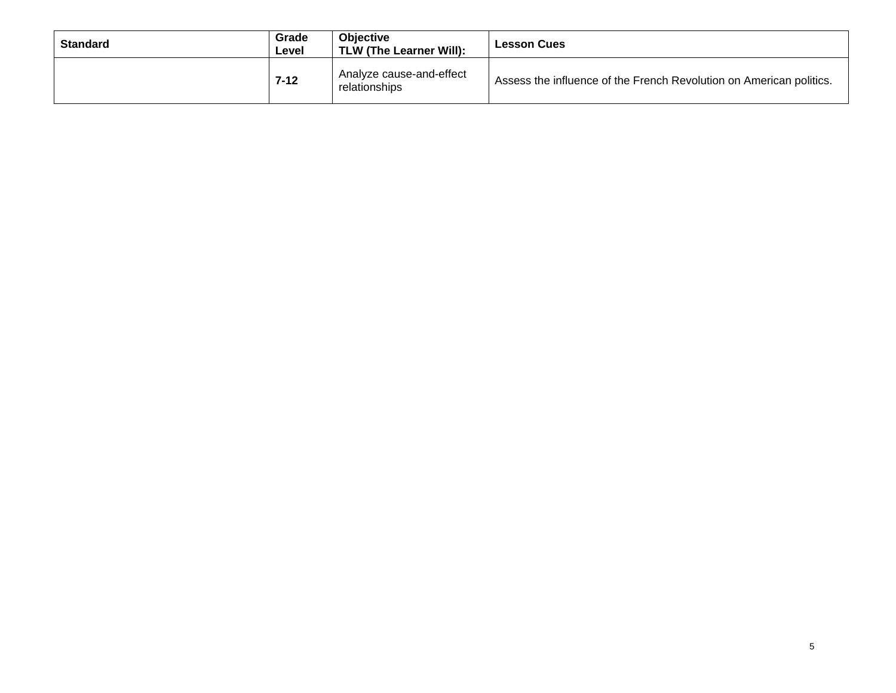| Standard | Grade Level | Objective<br>TLW (The Learner Will): | Lesson Cues |
|---|---|---|---|
| | **7-12** | Analyze cause-and-effect relationships | Assess the influence of the French Revolution on American politics. |